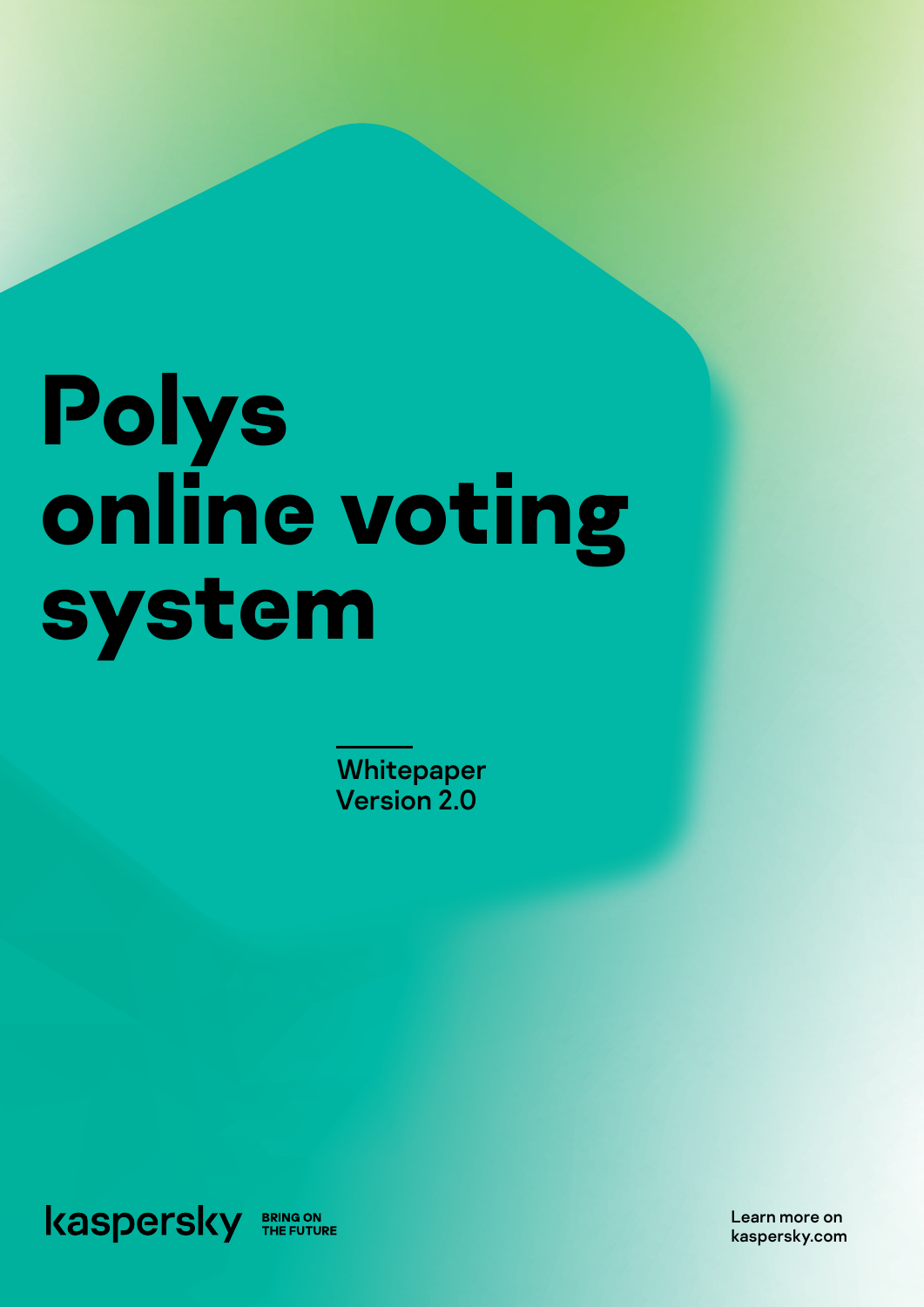# Polys online voting system

Whitepaper
Version 2.0

kaspersky BRING ON THE FUTURE

Learn more on kaspersky.com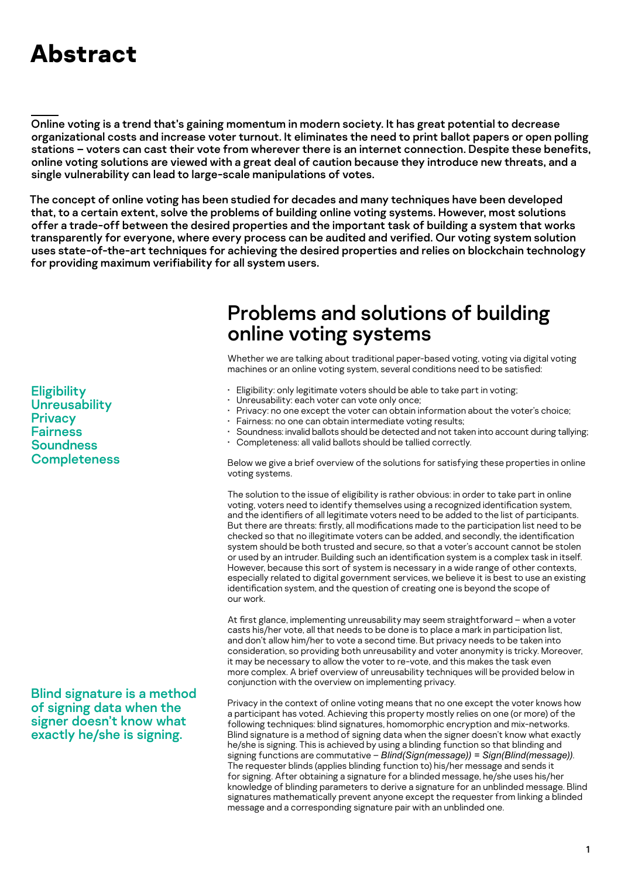# Abstract

**Online voting is a trend that's gaining momentum in modern society. It has great potential to decrease organizational costs and increase voter turnout. It eliminates the need to print ballot papers or open polling stations – voters can cast their vote from wherever there is an internet connection. Despite these benefits, online voting solutions are viewed with a great deal of caution because they introduce new threats, and a single vulnerability can lead to large-scale manipulations of votes.**

**The concept of online voting has been studied for decades and many techniques have been developed that, to a certain extent, solve the problems of building online voting systems. However, most solutions offer a trade-off between the desired properties and the important task of building a system that works transparently for everyone, where every process can be audited and verified. Our voting system solution uses state-of-the-art techniques for achieving the desired properties and relies on blockchain technology for providing maximum verifiability for all system users.**

## Problems and solutions of building online voting systems

Whether we are talking about traditional paper-based voting, voting via digital voting machines or an online voting system, several conditions need to be satisfied:

Eligibility
Unreusability
Privacy
Fairness
Soundness
Completeness

- Eligibility: only legitimate voters should be able to take part in voting;
- Unreusability: each voter can vote only once;
- Privacy: no one except the voter can obtain information about the voter's choice;
- Fairness: no one can obtain intermediate voting results;
- Soundness: invalid ballots should be detected and not taken into account during tallying;
- Completeness: all valid ballots should be tallied correctly.

Below we give a brief overview of the solutions for satisfying these properties in online voting systems.

The solution to the issue of eligibility is rather obvious: in order to take part in online voting, voters need to identify themselves using a recognized identification system, and the identifiers of all legitimate voters need to be added to the list of participants. But there are threats: firstly, all modifications made to the participation list need to be checked so that no illegitimate voters can be added, and secondly, the identification system should be both trusted and secure, so that a voter's account cannot be stolen or used by an intruder. Building such an identification system is a complex task in itself. However, because this sort of system is necessary in a wide range of other contexts, especially related to digital government services, we believe it is best to use an existing identification system, and the question of creating one is beyond the scope of our work.

At first glance, implementing unreusability may seem straightforward – when a voter casts his/her vote, all that needs to be done is to place a mark in participation list, and don't allow him/her to vote a second time. But privacy needs to be taken into consideration, so providing both unreusability and voter anonymity is tricky. Moreover, it may be necessary to allow the voter to re-vote, and this makes the task even more complex. A brief overview of unreusability techniques will be provided below in conjunction with the overview on implementing privacy.

Blind signature is a method of signing data when the signer doesn't know what exactly he/she is signing.

Privacy in the context of online voting means that no one except the voter knows how a participant has voted. Achieving this property mostly relies on one (or more) of the following techniques: blind signatures, homomorphic encryption and mix-networks. Blind signature is a method of signing data when the signer doesn't know what exactly he/she is signing. This is achieved by using a blinding function so that blinding and signing functions are commutative – *Blind(Sign(message)) = Sign(Blind(message))*. The requester blinds (applies blinding function to) his/her message and sends it for signing. After obtaining a signature for a blinded message, he/she uses his/her knowledge of blinding parameters to derive a signature for an unblinded message. Blind signatures mathematically prevent anyone except the requester from linking a blinded message and a corresponding signature pair with an unblinded one.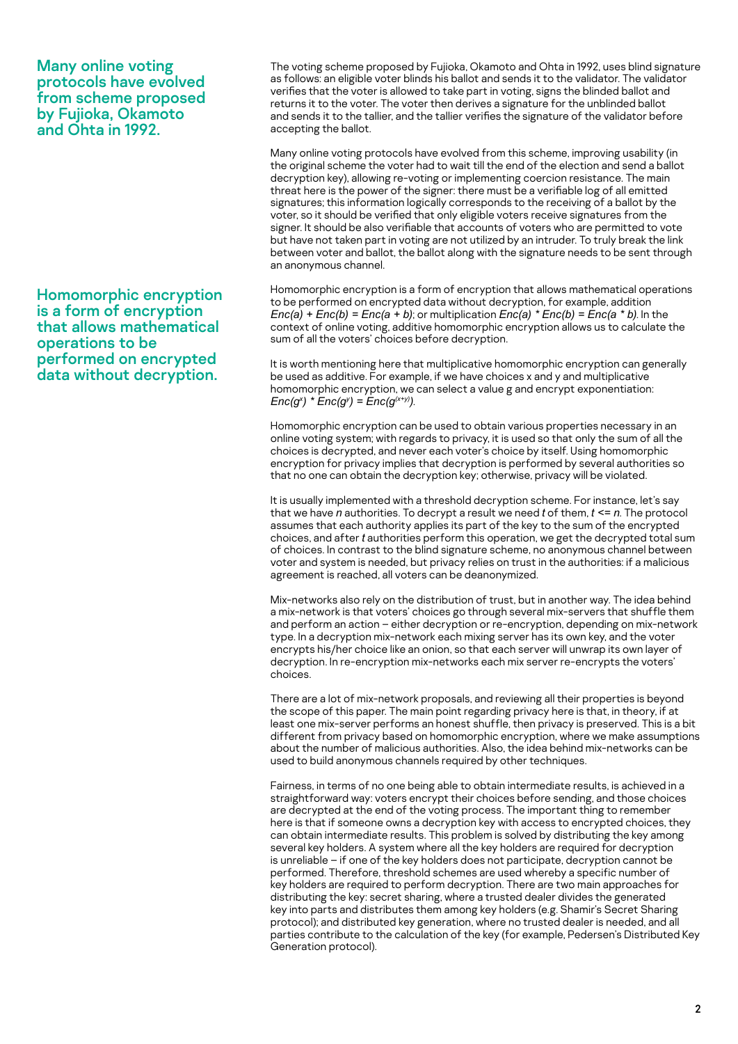> **Many online voting protocols have evolved from scheme proposed by Fujioka, Okamoto and Ohta in 1992.**

The voting scheme proposed by Fujioka, Okamoto and Ohta in 1992, uses blind signature as follows: an eligible voter blinds his ballot and sends it to the validator. The validator verifies that the voter is allowed to take part in voting, signs the blinded ballot and returns it to the voter. The voter then derives a signature for the unblinded ballot and sends it to the tallier, and the tallier verifies the signature of the validator before accepting the ballot.

Many online voting protocols have evolved from this scheme, improving usability (in the original scheme the voter had to wait till the end of the election and send a ballot decryption key), allowing re-voting or implementing coercion resistance. The main threat here is the power of the signer: there must be a verifiable log of all emitted signatures; this information logically corresponds to the receiving of a ballot by the voter, so it should be verified that only eligible voters receive signatures from the signer. It should be also verifiable that accounts of voters who are permitted to vote but have not taken part in voting are not utilized by an intruder. To truly break the link between voter and ballot, the ballot along with the signature needs to be sent through an anonymous channel.

> **Homomorphic encryption is a form of encryption that allows mathematical operations to be performed on encrypted data without decryption.**

Homomorphic encryption is a form of encryption that allows mathematical operations to be performed on encrypted data without decryption, for example, addition $Enc(a) + Enc(b) = Enc(a + b)$; or multiplication $Enc(a) * Enc(b) = Enc(a * b)$. In the context of online voting, additive homomorphic encryption allows us to calculate the sum of all the voters' choices before decryption.

It is worth mentioning here that multiplicative homomorphic encryption can generally be used as additive. For example, if we have choices x and y and multiplicative homomorphic encryption, we can select a value g and encrypt exponentiation: $Enc(g^x) * Enc(g^y) = Enc(g^{(x+y)})$.

Homomorphic encryption can be used to obtain various properties necessary in an online voting system; with regards to privacy, it is used so that only the sum of all the choices is decrypted, and never each voter's choice by itself. Using homomorphic encryption for privacy implies that decryption is performed by several authorities so that no one can obtain the decryption key; otherwise, privacy will be violated.

It is usually implemented with a threshold decryption scheme. For instance, let's say that we have $n$ authorities. To decrypt a result we need $t$ of them, $t <= n$. The protocol assumes that each authority applies its part of the key to the sum of the encrypted choices, and after $t$ authorities perform this operation, we get the decrypted total sum of choices. In contrast to the blind signature scheme, no anonymous channel between voter and system is needed, but privacy relies on trust in the authorities: if a malicious agreement is reached, all voters can be deanonymized.

Mix-networks also rely on the distribution of trust, but in another way. The idea behind a mix-network is that voters' choices go through several mix-servers that shuffle them and perform an action – either decryption or re-encryption, depending on mix-network type. In a decryption mix-network each mixing server has its own key, and the voter encrypts his/her choice like an onion, so that each server will unwrap its own layer of decryption. In re-encryption mix-networks each mix server re-encrypts the voters' choices.

There are a lot of mix-network proposals, and reviewing all their properties is beyond the scope of this paper. The main point regarding privacy here is that, in theory, if at least one mix-server performs an honest shuffle, then privacy is preserved. This is a bit different from privacy based on homomorphic encryption, where we make assumptions about the number of malicious authorities. Also, the idea behind mix-networks can be used to build anonymous channels required by other techniques.

Fairness, in terms of no one being able to obtain intermediate results, is achieved in a straightforward way: voters encrypt their choices before sending, and those choices are decrypted at the end of the voting process. The important thing to remember here is that if someone owns a decryption key with access to encrypted choices, they can obtain intermediate results. This problem is solved by distributing the key among several key holders. A system where all the key holders are required for decryption is unreliable – if one of the key holders does not participate, decryption cannot be performed. Therefore, threshold schemes are used whereby a specific number of key holders are required to perform decryption. There are two main approaches for distributing the key: secret sharing, where a trusted dealer divides the generated key into parts and distributes them among key holders (e.g. Shamir's Secret Sharing protocol); and distributed key generation, where no trusted dealer is needed, and all parties contribute to the calculation of the key (for example, Pedersen's Distributed Key Generation protocol).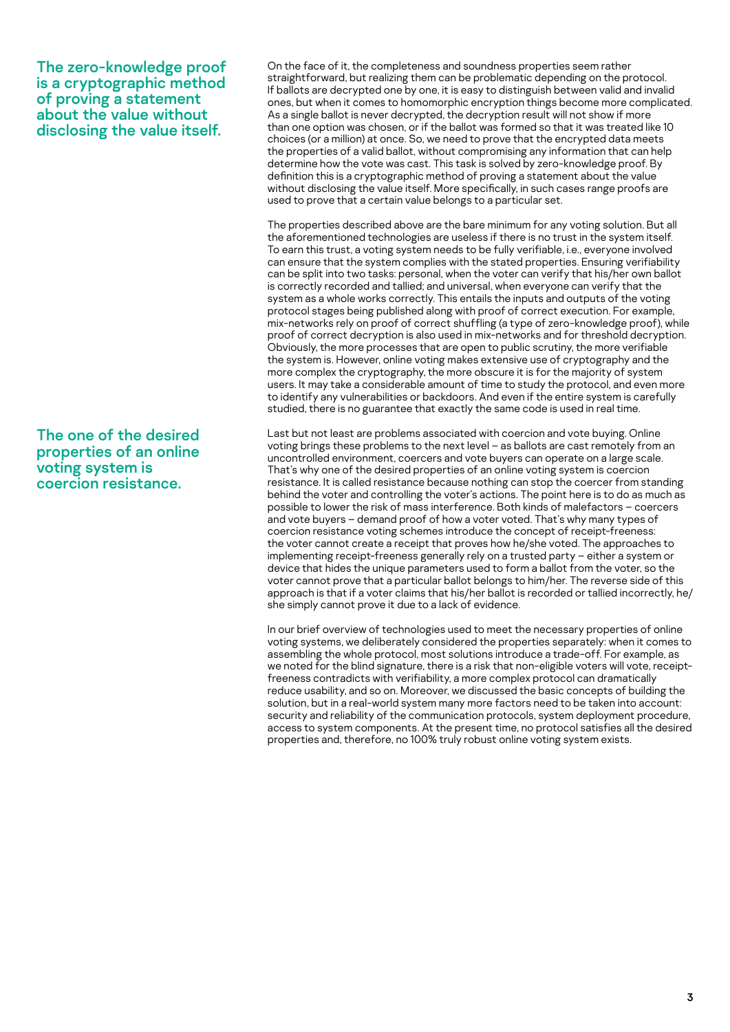> **The zero-knowledge proof is a cryptographic method of proving a statement about the value without disclosing the value itself.**

On the face of it, the completeness and soundness properties seem rather straightforward, but realizing them can be problematic depending on the protocol. If ballots are decrypted one by one, it is easy to distinguish between valid and invalid ones, but when it comes to homomorphic encryption things become more complicated. As a single ballot is never decrypted, the decryption result will not show if more than one option was chosen, or if the ballot was formed so that it was treated like 10 choices (or a million) at once. So, we need to prove that the encrypted data meets the properties of a valid ballot, without compromising any information that can help determine how the vote was cast. This task is solved by zero-knowledge proof. By definition this is a cryptographic method of proving a statement about the value without disclosing the value itself. More specifically, in such cases range proofs are used to prove that a certain value belongs to a particular set.

The properties described above are the bare minimum for any voting solution. But all the aforementioned technologies are useless if there is no trust in the system itself. To earn this trust, a voting system needs to be fully verifiable, i.e., everyone involved can ensure that the system complies with the stated properties. Ensuring verifiability can be split into two tasks: personal, when the voter can verify that his/her own ballot is correctly recorded and tallied; and universal, when everyone can verify that the system as a whole works correctly. This entails the inputs and outputs of the voting protocol stages being published along with proof of correct execution. For example, mix-networks rely on proof of correct shuffling (a type of zero-knowledge proof), while proof of correct decryption is also used in mix-networks and for threshold decryption. Obviously, the more processes that are open to public scrutiny, the more verifiable the system is. However, online voting makes extensive use of cryptography and the more complex the cryptography, the more obscure it is for the majority of system users. It may take a considerable amount of time to study the protocol, and even more to identify any vulnerabilities or backdoors. And even if the entire system is carefully studied, there is no guarantee that exactly the same code is used in real time.

> **The one of the desired properties of an online voting system is coercion resistance.**

Last but not least are problems associated with coercion and vote buying. Online voting brings these problems to the next level – as ballots are cast remotely from an uncontrolled environment, coercers and vote buyers can operate on a large scale. That's why one of the desired properties of an online voting system is coercion resistance. It is called resistance because nothing can stop the coercer from standing behind the voter and controlling the voter's actions. The point here is to do as much as possible to lower the risk of mass interference. Both kinds of malefactors – coercers and vote buyers – demand proof of how a voter voted. That's why many types of coercion resistance voting schemes introduce the concept of receipt-freeness: the voter cannot create a receipt that proves how he/she voted. The approaches to implementing receipt-freeness generally rely on a trusted party – either a system or device that hides the unique parameters used to form a ballot from the voter, so the voter cannot prove that a particular ballot belongs to him/her. The reverse side of this approach is that if a voter claims that his/her ballot is recorded or tallied incorrectly, he/she simply cannot prove it due to a lack of evidence.

In our brief overview of technologies used to meet the necessary properties of online voting systems, we deliberately considered the properties separately: when it comes to assembling the whole protocol, most solutions introduce a trade-off. For example, as we noted for the blind signature, there is a risk that non-eligible voters will vote, receipt-freeness contradicts with verifiability, a more complex protocol can dramatically reduce usability, and so on. Moreover, we discussed the basic concepts of building the solution, but in a real-world system many more factors need to be taken into account: security and reliability of the communication protocols, system deployment procedure, access to system components. At the present time, no protocol satisfies all the desired properties and, therefore, no 100% truly robust online voting system exists.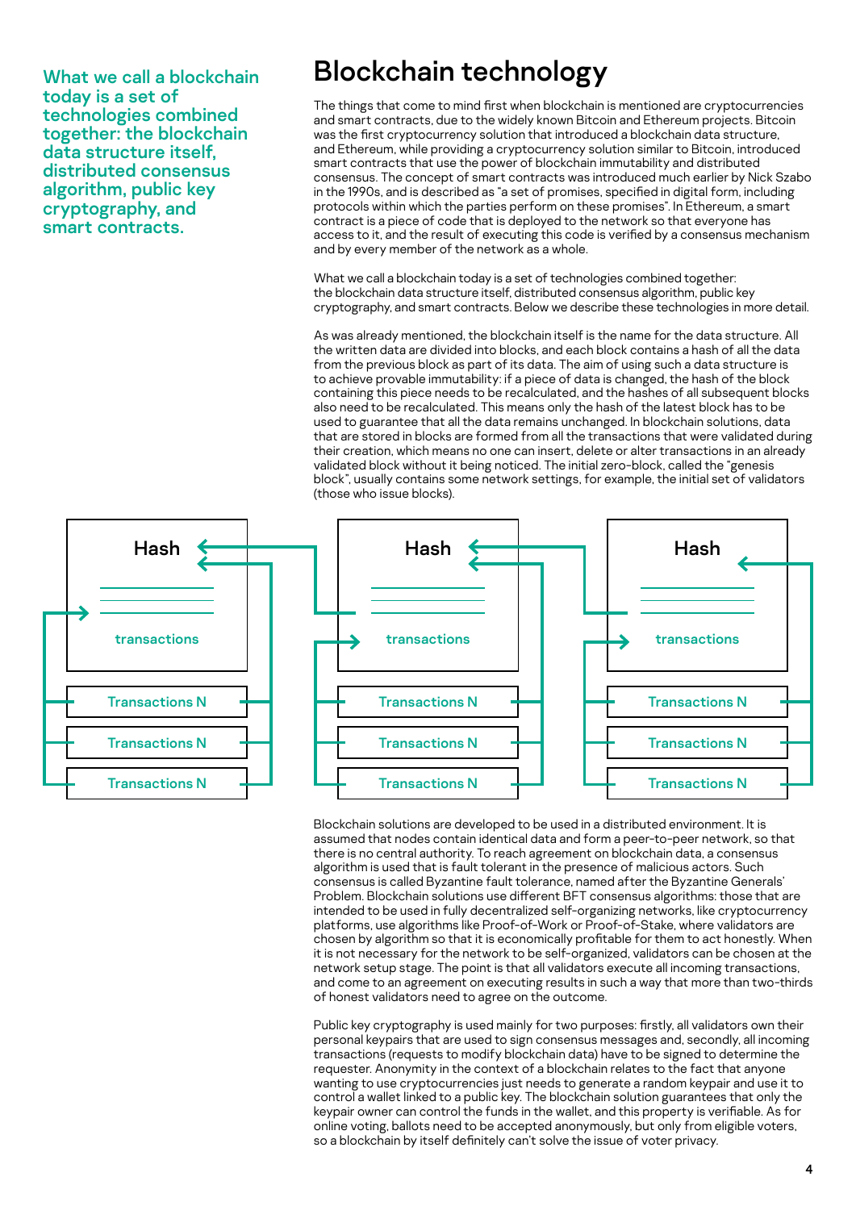What we call a blockchain today is a set of technologies combined together: the blockchain data structure itself, distributed consensus algorithm, public key cryptography, and smart contracts.

# Blockchain technology

The things that come to mind first when blockchain is mentioned are cryptocurrencies and smart contracts, due to the widely known Bitcoin and Ethereum projects. Bitcoin was the first cryptocurrency solution that introduced a blockchain data structure, and Ethereum, while providing a cryptocurrency solution similar to Bitcoin, introduced smart contracts that use the power of blockchain immutability and distributed consensus. The concept of smart contracts was introduced much earlier by Nick Szabo in the 1990s, and is described as "a set of promises, specified in digital form, including protocols within which the parties perform on these promises". In Ethereum, a smart contract is a piece of code that is deployed to the network so that everyone has access to it, and the result of executing this code is verified by a consensus mechanism and by every member of the network as a whole.

What we call a blockchain today is a set of technologies combined together: the blockchain data structure itself, distributed consensus algorithm, public key cryptography, and smart contracts. Below we describe these technologies in more detail.

As was already mentioned, the blockchain itself is the name for the data structure. All the written data are divided into blocks, and each block contains a hash of all the data from the previous block as part of its data. The aim of using such a data structure is to achieve provable immutability: if a piece of data is changed, the hash of the block containing this piece needs to be recalculated, and the hashes of all subsequent blocks also need to be recalculated. This means only the hash of the latest block has to be used to guarantee that all the data remains unchanged. In blockchain solutions, data that are stored in blocks are formed from all the transactions that were validated during their creation, which means no one can insert, delete or alter transactions in an already validated block without it being noticed. The initial zero-block, called the "genesis block", usually contains some network settings, for example, the initial set of validators (those who issue blocks).

Hash

transactions

Transactions N

Transactions N

Transactions N

Hash

transactions

Transactions N

Transactions N

Transactions N

Hash

transactions

Transactions N

Transactions N

Transactions N

Blockchain solutions are developed to be used in a distributed environment. It is assumed that nodes contain identical data and form a peer-to-peer network, so that there is no central authority. To reach agreement on blockchain data, a consensus algorithm is used that is fault tolerant in the presence of malicious actors. Such consensus is called Byzantine fault tolerance, named after the Byzantine Generals' Problem. Blockchain solutions use different BFT consensus algorithms: those that are intended to be used in fully decentralized self-organizing networks, like cryptocurrency platforms, use algorithms like Proof-of-Work or Proof-of-Stake, where validators are chosen by algorithm so that it is economically profitable for them to act honestly. When it is not necessary for the network to be self-organized, validators can be chosen at the network setup stage. The point is that all validators execute all incoming transactions, and come to an agreement on executing results in such a way that more than two-thirds of honest validators need to agree on the outcome.

Public key cryptography is used mainly for two purposes: firstly, all validators own their personal keypairs that are used to sign consensus messages and, secondly, all incoming transactions (requests to modify blockchain data) have to be signed to determine the requester. Anonymity in the context of a blockchain relates to the fact that anyone wanting to use cryptocurrencies just needs to generate a random keypair and use it to control a wallet linked to a public key. The blockchain solution guarantees that only the keypair owner can control the funds in the wallet, and this property is verifiable. As for online voting, ballots need to be accepted anonymously, but only from eligible voters, so a blockchain by itself definitely can't solve the issue of voter privacy.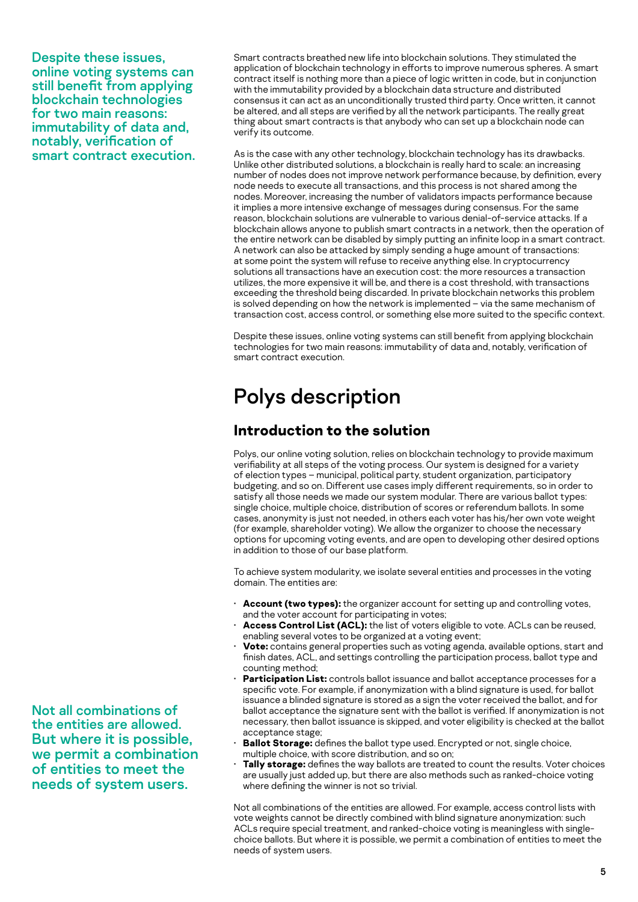Smart contracts breathed new life into blockchain solutions. They stimulated the application of blockchain technology in efforts to improve numerous spheres. A smart contract itself is nothing more than a piece of logic written in code, but in conjunction with the immutability provided by a blockchain data structure and distributed consensus it can act as an unconditionally trusted third party. Once written, it cannot be altered, and all steps are verified by all the network participants. The really great thing about smart contracts is that anybody who can set up a blockchain node can verify its outcome.

As is the case with any other technology, blockchain technology has its drawbacks. Unlike other distributed solutions, a blockchain is really hard to scale: an increasing number of nodes does not improve network performance because, by definition, every node needs to execute all transactions, and this process is not shared among the nodes. Moreover, increasing the number of validators impacts performance because it implies a more intensive exchange of messages during consensus. For the same reason, blockchain solutions are vulnerable to various denial-of-service attacks. If a blockchain allows anyone to publish smart contracts in a network, then the operation of the entire network can be disabled by simply putting an infinite loop in a smart contract. A network can also be attacked by simply sending a huge amount of transactions: at some point the system will refuse to receive anything else. In cryptocurrency solutions all transactions have an execution cost: the more resources a transaction utilizes, the more expensive it will be, and there is a cost threshold, with transactions exceeding the threshold being discarded. In private blockchain networks this problem is solved depending on how the network is implemented – via the same mechanism of transaction cost, access control, or something else more suited to the specific context.

Despite these issues, online voting systems can still benefit from applying blockchain technologies for two main reasons: immutability of data and, notably, verification of smart contract execution.

# Polys description

## Introduction to the solution

Polys, our online voting solution, relies on blockchain technology to provide maximum verifiability at all steps of the voting process. Our system is designed for a variety of election types – municipal, political party, student organization, participatory budgeting, and so on. Different use cases imply different requirements, so in order to satisfy all those needs we made our system modular. There are various ballot types: single choice, multiple choice, distribution of scores or referendum ballots. In some cases, anonymity is just not needed, in others each voter has his/her own vote weight (for example, shareholder voting). We allow the organizer to choose the necessary options for upcoming voting events, and are open to developing other desired options in addition to those of our base platform.

To achieve system modularity, we isolate several entities and processes in the voting domain. The entities are:

- **Account (two types):** the organizer account for setting up and controlling votes, and the voter account for participating in votes;
- **Access Control List (ACL):** the list of voters eligible to vote. ACLs can be reused, enabling several votes to be organized at a voting event;
- **Vote:** contains general properties such as voting agenda, available options, start and finish dates, ACL, and settings controlling the participation process, ballot type and counting method;
- **Participation List:** controls ballot issuance and ballot acceptance processes for a specific vote. For example, if anonymization with a blind signature is used, for ballot issuance a blinded signature is stored as a sign the voter received the ballot, and for ballot acceptance the signature sent with the ballot is verified. If anonymization is not necessary, then ballot issuance is skipped, and voter eligibility is checked at the ballot acceptance stage;
- **Ballot Storage:** defines the ballot type used. Encrypted or not, single choice, multiple choice, with score distribution, and so on;
- **Tally storage:** defines the way ballots are treated to count the results. Voter choices are usually just added up, but there are also methods such as ranked-choice voting where defining the winner is not so trivial.

Not all combinations of the entities are allowed. For example, access control lists with vote weights cannot be directly combined with blind signature anonymization: such ACLs require special treatment, and ranked-choice voting is meaningless with single-choice ballots. But where it is possible, we permit a combination of entities to meet the needs of system users.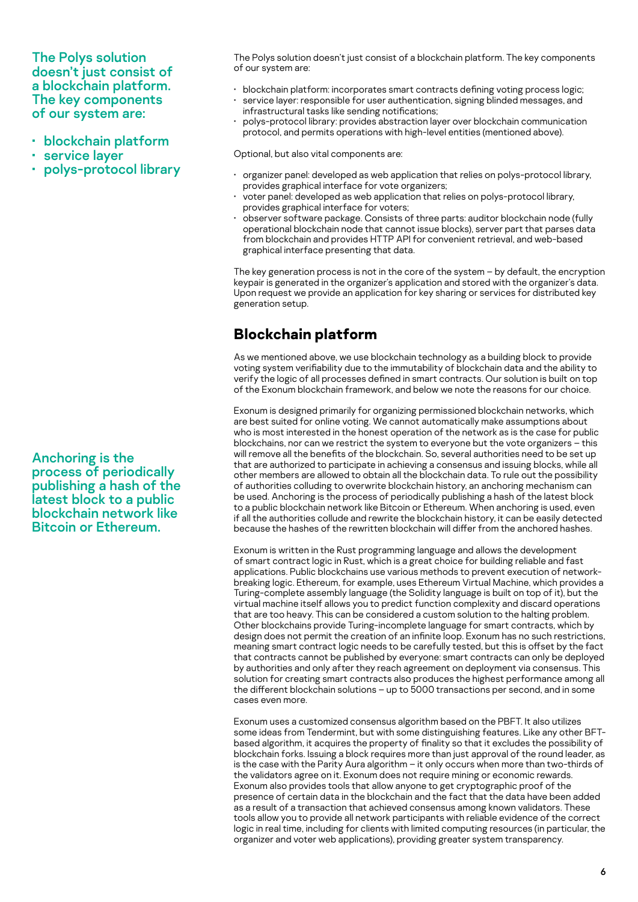The Polys solution doesn't just consist of a blockchain platform. The key components of our system are:

- blockchain platform: incorporates smart contracts defining voting process logic;
- service layer: responsible for user authentication, signing blinded messages, and infrastructural tasks like sending notifications;
- polys-protocol library: provides abstraction layer over blockchain communication protocol, and permits operations with high-level entities (mentioned above).

Optional, but also vital components are:

- organizer panel: developed as web application that relies on polys-protocol library, provides graphical interface for vote organizers;
- voter panel: developed as web application that relies on polys-protocol library, provides graphical interface for voters;
- observer software package. Consists of three parts: auditor blockchain node (fully operational blockchain node that cannot issue blocks), server part that parses data from blockchain and provides HTTP API for convenient retrieval, and web-based graphical interface presenting that data.

The key generation process is not in the core of the system – by default, the encryption keypair is generated in the organizer's application and stored with the organizer's data. Upon request we provide an application for key sharing or services for distributed key generation setup.

## Blockchain platform

As we mentioned above, we use blockchain technology as a building block to provide voting system verifiability due to the immutability of blockchain data and the ability to verify the logic of all processes defined in smart contracts. Our solution is built on top of the Exonum blockchain framework, and below we note the reasons for our choice.

Exonum is designed primarily for organizing permissioned blockchain networks, which are best suited for online voting. We cannot automatically make assumptions about who is most interested in the honest operation of the network as is the case for public blockchains, nor can we restrict the system to everyone but the vote organizers – this will remove all the benefits of the blockchain. So, several authorities need to be set up that are authorized to participate in achieving a consensus and issuing blocks, while all other members are allowed to obtain all the blockchain data. To rule out the possibility of authorities colluding to overwrite blockchain history, an anchoring mechanism can be used. Anchoring is the process of periodically publishing a hash of the latest block to a public blockchain network like Bitcoin or Ethereum. When anchoring is used, even if all the authorities collude and rewrite the blockchain history, it can be easily detected because the hashes of the rewritten blockchain will differ from the anchored hashes.

Exonum is written in the Rust programming language and allows the development of smart contract logic in Rust, which is a great choice for building reliable and fast applications. Public blockchains use various methods to prevent execution of network-breaking logic. Ethereum, for example, uses Ethereum Virtual Machine, which provides a Turing-complete assembly language (the Solidity language is built on top of it), but the virtual machine itself allows you to predict function complexity and discard operations that are too heavy. This can be considered a custom solution to the halting problem. Other blockchains provide Turing-incomplete language for smart contracts, which by design does not permit the creation of an infinite loop. Exonum has no such restrictions, meaning smart contract logic needs to be carefully tested, but this is offset by the fact that contracts cannot be published by everyone: smart contracts can only be deployed by authorities and only after they reach agreement on deployment via consensus. This solution for creating smart contracts also produces the highest performance among all the different blockchain solutions – up to 5000 transactions per second, and in some cases even more.

Exonum uses a customized consensus algorithm based on the PBFT. It also utilizes some ideas from Tendermint, but with some distinguishing features. Like any other BFT-based algorithm, it acquires the property of finality so that it excludes the possibility of blockchain forks. Issuing a block requires more than just approval of the round leader, as is the case with the Parity Aura algorithm – it only occurs when more than two-thirds of the validators agree on it. Exonum does not require mining or economic rewards. Exonum also provides tools that allow anyone to get cryptographic proof of the presence of certain data in the blockchain and the fact that the data have been added as a result of a transaction that achieved consensus among known validators. These tools allow you to provide all network participants with reliable evidence of the correct logic in real time, including for clients with limited computing resources (in particular, the organizer and voter web applications), providing greater system transparency.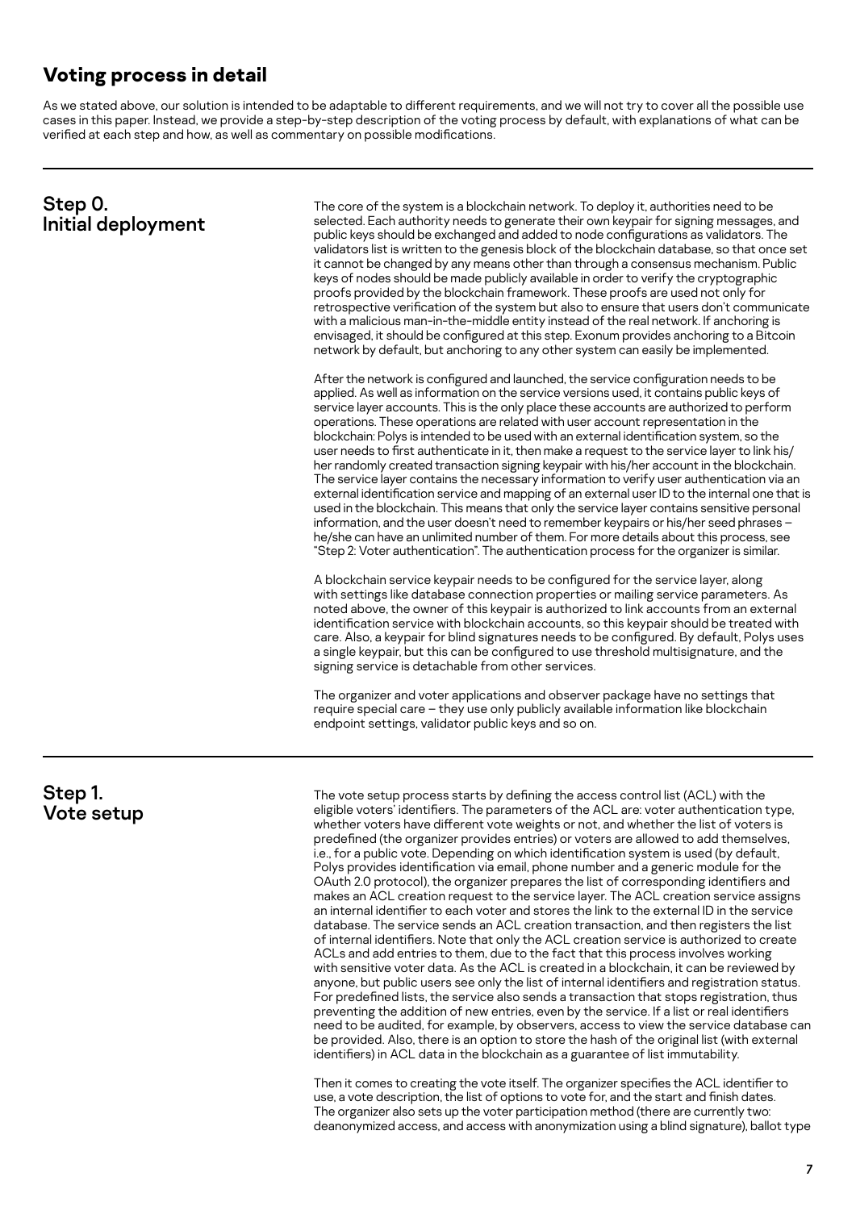## Voting process in detail

As we stated above, our solution is intended to be adaptable to different requirements, and we will not try to cover all the possible use cases in this paper. Instead, we provide a step-by-step description of the voting process by default, with explanations of what can be verified at each step and how, as well as commentary on possible modifications.

### Step 0. Initial deployment

The core of the system is a blockchain network. To deploy it, authorities need to be selected. Each authority needs to generate their own keypair for signing messages, and public keys should be exchanged and added to node configurations as validators. The validators list is written to the genesis block of the blockchain database, so that once set it cannot be changed by any means other than through a consensus mechanism. Public keys of nodes should be made publicly available in order to verify the cryptographic proofs provided by the blockchain framework. These proofs are used not only for retrospective verification of the system but also to ensure that users don't communicate with a malicious man-in-the-middle entity instead of the real network. If anchoring is envisaged, it should be configured at this step. Exonum provides anchoring to a Bitcoin network by default, but anchoring to any other system can easily be implemented.

After the network is configured and launched, the service configuration needs to be applied. As well as information on the service versions used, it contains public keys of service layer accounts. This is the only place these accounts are authorized to perform operations. These operations are related with user account representation in the blockchain: Polys is intended to be used with an external identification system, so the user needs to first authenticate in it, then make a request to the service layer to link his/her randomly created transaction signing keypair with his/her account in the blockchain. The service layer contains the necessary information to verify user authentication via an external identification service and mapping of an external user ID to the internal one that is used in the blockchain. This means that only the service layer contains sensitive personal information, and the user doesn't need to remember keypairs or his/her seed phrases – he/she can have an unlimited number of them. For more details about this process, see "Step 2: Voter authentication". The authentication process for the organizer is similar.

A blockchain service keypair needs to be configured for the service layer, along with settings like database connection properties or mailing service parameters. As noted above, the owner of this keypair is authorized to link accounts from an external identification service with blockchain accounts, so this keypair should be treated with care. Also, a keypair for blind signatures needs to be configured. By default, Polys uses a single keypair, but this can be configured to use threshold multisignature, and the signing service is detachable from other services.

The organizer and voter applications and observer package have no settings that require special care – they use only publicly available information like blockchain endpoint settings, validator public keys and so on.

### Step 1. Vote setup

The vote setup process starts by defining the access control list (ACL) with the eligible voters' identifiers. The parameters of the ACL are: voter authentication type, whether voters have different vote weights or not, and whether the list of voters is predefined (the organizer provides entries) or voters are allowed to add themselves, i.e., for a public vote. Depending on which identification system is used (by default, Polys provides identification via email, phone number and a generic module for the OAuth 2.0 protocol), the organizer prepares the list of corresponding identifiers and makes an ACL creation request to the service layer. The ACL creation service assigns an internal identifier to each voter and stores the link to the external ID in the service database. The service sends an ACL creation transaction, and then registers the list of internal identifiers. Note that only the ACL creation service is authorized to create ACLs and add entries to them, due to the fact that this process involves working with sensitive voter data. As the ACL is created in a blockchain, it can be reviewed by anyone, but public users see only the list of internal identifiers and registration status. For predefined lists, the service also sends a transaction that stops registration, thus preventing the addition of new entries, even by the service. If a list or real identifiers need to be audited, for example, by observers, access to view the service database can be provided. Also, there is an option to store the hash of the original list (with external identifiers) in ACL data in the blockchain as a guarantee of list immutability.

Then it comes to creating the vote itself. The organizer specifies the ACL identifier to use, a vote description, the list of options to vote for, and the start and finish dates. The organizer also sets up the voter participation method (there are currently two: deanonymized access, and access with anonymization using a blind signature), ballot type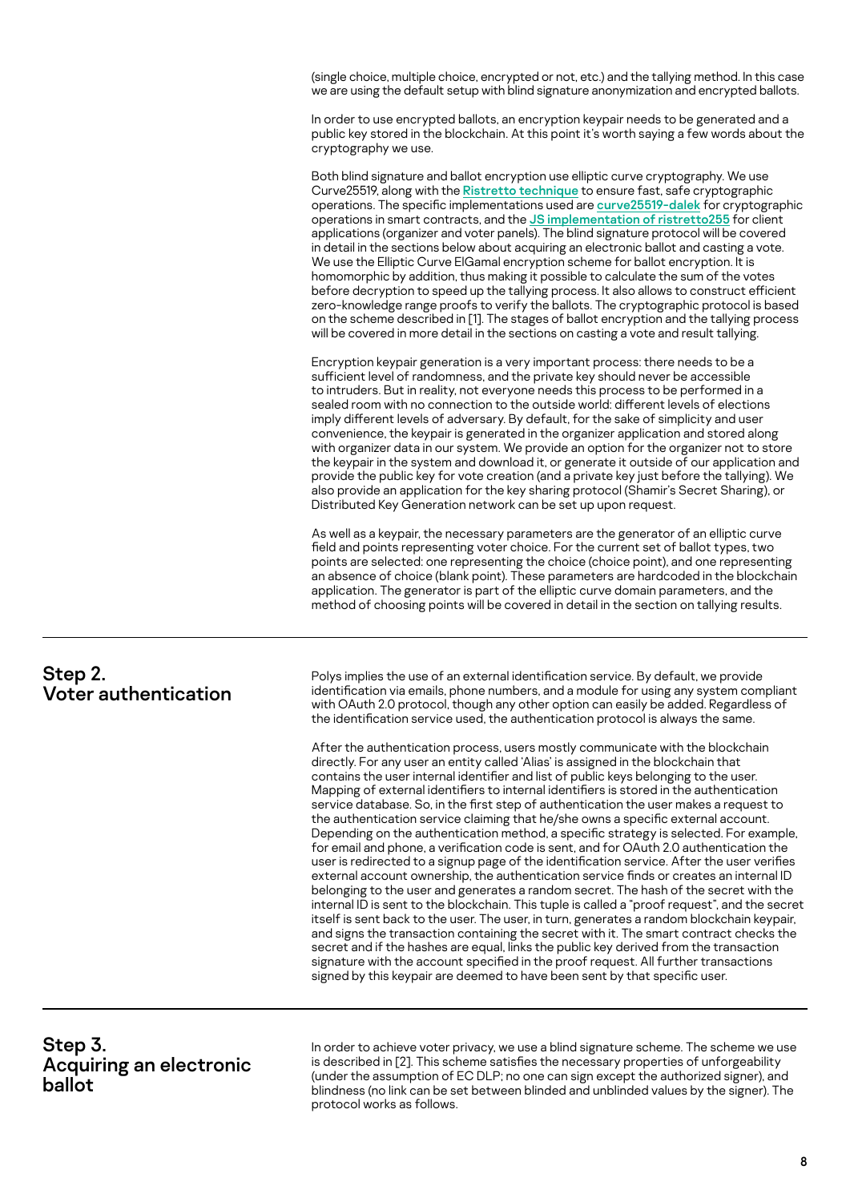(single choice, multiple choice, encrypted or not, etc.) and the tallying method. In this case we are using the default setup with blind signature anonymization and encrypted ballots.

In order to use encrypted ballots, an encryption keypair needs to be generated and a public key stored in the blockchain. At this point it's worth saying a few words about the cryptography we use.

Both blind signature and ballot encryption use elliptic curve cryptography. We use Curve25519, along with the **Ristretto technique** to ensure fast, safe cryptographic operations. The specific implementations used are **curve25519-dalek** for cryptographic operations in smart contracts, and the **JS implementation of ristretto255** for client applications (organizer and voter panels). The blind signature protocol will be covered in detail in the sections below about acquiring an electronic ballot and casting a vote. We use the Elliptic Curve ElGamal encryption scheme for ballot encryption. It is homomorphic by addition, thus making it possible to calculate the sum of the votes before decryption to speed up the tallying process. It also allows to construct efficient zero-knowledge range proofs to verify the ballots. The cryptographic protocol is based on the scheme described in [1]. The stages of ballot encryption and the tallying process will be covered in more detail in the sections on casting a vote and result tallying.

Encryption keypair generation is a very important process: there needs to be a sufficient level of randomness, and the private key should never be accessible to intruders. But in reality, not everyone needs this process to be performed in a sealed room with no connection to the outside world: different levels of elections imply different levels of adversary. By default, for the sake of simplicity and user convenience, the keypair is generated in the organizer application and stored along with organizer data in our system. We provide an option for the organizer not to store the keypair in the system and download it, or generate it outside of our application and provide the public key for vote creation (and a private key just before the tallying). We also provide an application for the key sharing protocol (Shamir's Secret Sharing), or Distributed Key Generation network can be set up upon request.

As well as a keypair, the necessary parameters are the generator of an elliptic curve field and points representing voter choice. For the current set of ballot types, two points are selected: one representing the choice (choice point), and one representing an absence of choice (blank point). These parameters are hardcoded in the blockchain application. The generator is part of the elliptic curve domain parameters, and the method of choosing points will be covered in detail in the section on tallying results.

## Step 2. Voter authentication

Polys implies the use of an external identification service. By default, we provide identification via emails, phone numbers, and a module for using any system compliant with OAuth 2.0 protocol, though any other option can easily be added. Regardless of the identification service used, the authentication protocol is always the same.

After the authentication process, users mostly communicate with the blockchain directly. For any user an entity called 'Alias' is assigned in the blockchain that contains the user internal identifier and list of public keys belonging to the user. Mapping of external identifiers to internal identifiers is stored in the authentication service database. So, in the first step of authentication the user makes a request to the authentication service claiming that he/she owns a specific external account. Depending on the authentication method, a specific strategy is selected. For example, for email and phone, a verification code is sent, and for OAuth 2.0 authentication the user is redirected to a signup page of the identification service. After the user verifies external account ownership, the authentication service finds or creates an internal ID belonging to the user and generates a random secret. The hash of the secret with the internal ID is sent to the blockchain. This tuple is called a "proof request", and the secret itself is sent back to the user. The user, in turn, generates a random blockchain keypair, and signs the transaction containing the secret with it. The smart contract checks the secret and if the hashes are equal, links the public key derived from the transaction signature with the account specified in the proof request. All further transactions signed by this keypair are deemed to have been sent by that specific user.

## Step 3. Acquiring an electronic ballot

In order to achieve voter privacy, we use a blind signature scheme. The scheme we use is described in [2]. This scheme satisfies the necessary properties of unforgeability (under the assumption of EC DLP; no one can sign except the authorized signer), and blindness (no link can be set between blinded and unblinded values by the signer). The protocol works as follows.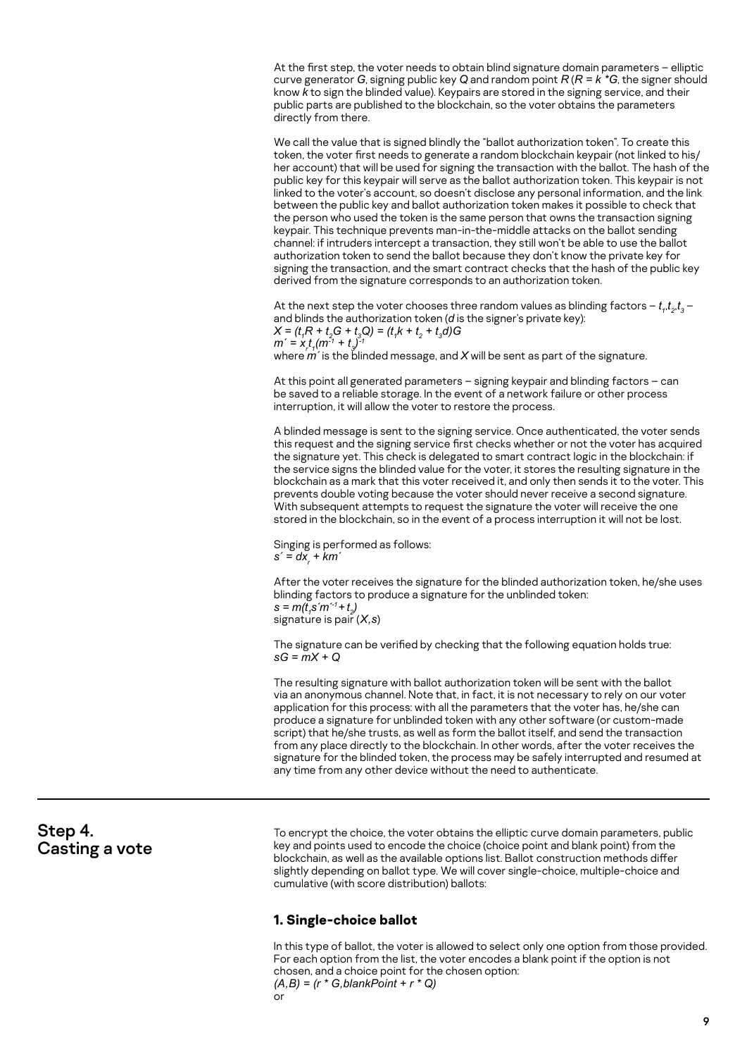At the first step, the voter needs to obtain blind signature domain parameters – elliptic curve generator $G$, signing public key $Q$ and random point $R$ ($R = k * G$, the signer should know $k$ to sign the blinded value). Keypairs are stored in the signing service, and their public parts are published to the blockchain, so the voter obtains the parameters directly from there.

We call the value that is signed blindly the "ballot authorization token". To create this token, the voter first needs to generate a random blockchain keypair (not linked to his/her account) that will be used for signing the transaction with the ballot. The hash of the public key for this keypair will serve as the ballot authorization token. This keypair is not linked to the voter's account, so doesn't disclose any personal information, and the link between the public key and ballot authorization token makes it possible to check that the person who used the token is the same person that owns the transaction signing keypair. This technique prevents man-in-the-middle attacks on the ballot sending channel: if intruders intercept a transaction, they still won't be able to use the ballot authorization token to send the ballot because they don't know the private key for signing the transaction, and the smart contract checks that the hash of the public key derived from the signature corresponds to an authorization token.

At the next step the voter chooses three random values as blinding factors – $t_1, t_2, t_3$ – and blinds the authorization token ($d$ is the signer's private key):

$$X = (t_1 R + t_2 G + t_3 Q) = (t_1 k + t_2 + t_3 d)G$$

$$m' = x_r t_1 (m^{-1} + t_3)^{-1}$$

where $m'$ is the blinded message, and $X$ will be sent as part of the signature.

At this point all generated parameters – signing keypair and blinding factors – can be saved to a reliable storage. In the event of a network failure or other process interruption, it will allow the voter to restore the process.

A blinded message is sent to the signing service. Once authenticated, the voter sends this request and the signing service first checks whether or not the voter has acquired the signature yet. This check is delegated to smart contract logic in the blockchain: if the service signs the blinded value for the voter, it stores the resulting signature in the blockchain as a mark that this voter received it, and only then sends it to the voter. This prevents double voting because the voter should never receive a second signature. With subsequent attempts to request the signature the voter will receive the one stored in the blockchain, so in the event of a process interruption it will not be lost.

Singing is performed as follows:

$$s' = dx_r + km'$$

After the voter receives the signature for the blinded authorization token, he/she uses blinding factors to produce a signature for the unblinded token:

$$s = m(t_1 s' m'^{-1} + t_2)$$

signature is pair $(X, s)$

The signature can be verified by checking that the following equation holds true:

$$sG = mX + Q$$

The resulting signature with ballot authorization token will be sent with the ballot via an anonymous channel. Note that, in fact, it is not necessary to rely on our voter application for this process: with all the parameters that the voter has, he/she can produce a signature for unblinded token with any other software (or custom-made script) that he/she trusts, as well as form the ballot itself, and send the transaction from any place directly to the blockchain. In other words, after the voter receives the signature for the blinded token, the process may be safely interrupted and resumed at any time from any other device without the need to authenticate.

## Step 4. Casting a vote

To encrypt the choice, the voter obtains the elliptic curve domain parameters, public key and points used to encode the choice (choice point and blank point) from the blockchain, as well as the available options list. Ballot construction methods differ slightly depending on ballot type. We will cover single-choice, multiple-choice and cumulative (with score distribution) ballots:

### 1. Single-choice ballot

In this type of ballot, the voter is allowed to select only one option from those provided. For each option from the list, the voter encodes a blank point if the option is not chosen, and a choice point for the chosen option:

$$(A, B) = (r * G, blankPoint + r * Q)$$

or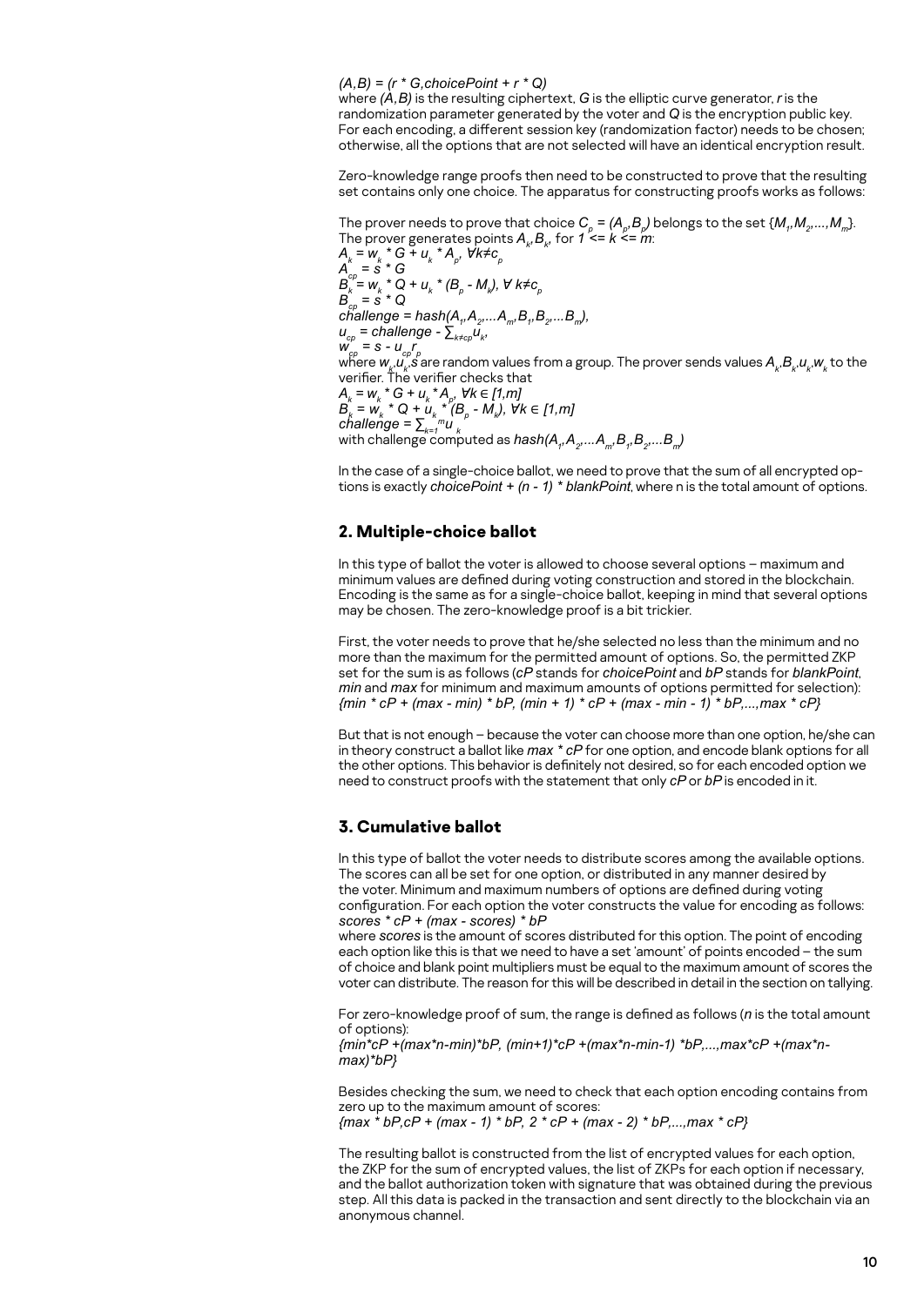$(A,B) = (r * G, choicePoint + r * Q)$

where $(A,B)$ is the resulting ciphertext, $G$ is the elliptic curve generator, $r$ is the randomization parameter generated by the voter and $Q$ is the encryption public key. For each encoding, a different session key (randomization factor) needs to be chosen; otherwise, all the options that are not selected will have an identical encryption result.

Zero-knowledge range proofs then need to be constructed to prove that the resulting set contains only one choice. The apparatus for constructing proofs works as follows:

The prover needs to prove that choice $C_p = (A_p, B_p)$ belongs to the set $\{M_1, M_2, ..., M_m\}$. The prover generates points $A_k, B_k$, for $1 <= k <= m$:

$A_k = w_k * G + u_k * A_p,\ \forall k \neq c_p$

$A_{cp} = s * G$

$B_k = w_k * Q + u_k * (B_p - M_k),\ \forall\ k \neq c_p$

$B_{cp} = s * Q$

$challenge = hash(A_1, A_2, ... A_m, B_1, B_2, ... B_m),$

$u_{cp} = challenge - \sum_{k \neq cp} u_k,$

$w_{cp} = s - u_{cp} r_p$

where $w_k, u_k, s$ are random values from a group. The prover sends values $A_k, B_k, u_k, w_k$ to the verifier. The verifier checks that

$A_k = w_k * G + u_k * A_p,\ \forall k \in [1,m]$

$B_k = w_k * Q + u_k * (B_p - M_k),\ \forall k \in [1,m]$

$challenge = \sum_{k=1}^{m} u_k$

with challenge computed as $hash(A_1, A_2, ... A_m, B_1, B_2, ... B_m)$

In the case of a single-choice ballot, we need to prove that the sum of all encrypted options is exactly $choicePoint + (n - 1) * blankPoint$, where n is the total amount of options.

## 2. Multiple-choice ballot

In this type of ballot the voter is allowed to choose several options – maximum and minimum values are defined during voting construction and stored in the blockchain. Encoding is the same as for a single-choice ballot, keeping in mind that several options may be chosen. The zero-knowledge proof is a bit trickier.

First, the voter needs to prove that he/she selected no less than the minimum and no more than the maximum for the permitted amount of options. So, the permitted ZKP set for the sum is as follows ($cP$ stands for *choicePoint* and $bP$ stands for *blankPoint*, *min* and *max* for minimum and maximum amounts of options permitted for selection):

$\{min * cP + (max - min) * bP, (min + 1) * cP + (max - min - 1) * bP, ..., max * cP\}$

But that is not enough – because the voter can choose more than one option, he/she can in theory construct a ballot like $max * cP$ for one option, and encode blank options for all the other options. This behavior is definitely not desired, so for each encoded option we need to construct proofs with the statement that only $cP$ or $bP$ is encoded in it.

## 3. Cumulative ballot

In this type of ballot the voter needs to distribute scores among the available options. The scores can all be set for one option, or distributed in any manner desired by the voter. Minimum and maximum numbers of options are defined during voting configuration. For each option the voter constructs the value for encoding as follows:

$scores * cP + (max - scores) * bP$

where *scores* is the amount of scores distributed for this option. The point of encoding each option like this is that we need to have a set 'amount' of points encoded – the sum of choice and blank point multipliers must be equal to the maximum amount of scores the voter can distribute. The reason for this will be described in detail in the section on tallying.

For zero-knowledge proof of sum, the range is defined as follows ($n$ is the total amount of options):

$\{min*cP + (max*n-min)*bP, (min+1)*cP + (max*n-min-1)*bP, ..., max*cP + (max*n-max)*bP\}$

Besides checking the sum, we need to check that each option encoding contains from zero up to the maximum amount of scores:

$\{max * bP, cP + (max - 1) * bP, 2 * cP + (max - 2) * bP, ..., max * cP\}$

The resulting ballot is constructed from the list of encrypted values for each option, the ZKP for the sum of encrypted values, the list of ZKPs for each option if necessary, and the ballot authorization token with signature that was obtained during the previous step. All this data is packed in the transaction and sent directly to the blockchain via an anonymous channel.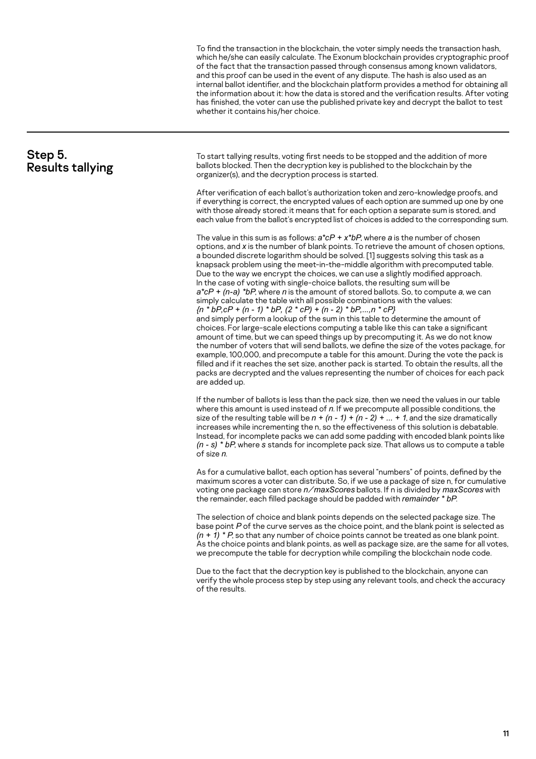To find the transaction in the blockchain, the voter simply needs the transaction hash, which he/she can easily calculate. The Exonum blockchain provides cryptographic proof of the fact that the transaction passed through consensus among known validators, and this proof can be used in the event of any dispute. The hash is also used as an internal ballot identifier, and the blockchain platform provides a method for obtaining all the information about it: how the data is stored and the verification results. After voting has finished, the voter can use the published private key and decrypt the ballot to test whether it contains his/her choice.

## Step 5. Results tallying

To start tallying results, voting first needs to be stopped and the addition of more ballots blocked. Then the decryption key is published to the blockchain by the organizer(s), and the decryption process is started.

After verification of each ballot's authorization token and zero-knowledge proofs, and if everything is correct, the encrypted values of each option are summed up one by one with those already stored: it means that for each option a separate sum is stored, and each value from the ballot's encrypted list of choices is added to the corresponding sum.

The value in this sum is as follows: $a*cP + x*bP$, where $a$ is the number of chosen options, and $x$ is the number of blank points. To retrieve the amount of chosen options, a bounded discrete logarithm should be solved. [1] suggests solving this task as a knapsack problem using the meet-in-the-middle algorithm with precomputed table. Due to the way we encrypt the choices, we can use a slightly modified approach. In the case of voting with single-choice ballots, the resulting sum will be $a*cP + (n-a) *bP$, where $n$ is the amount of stored ballots. So, to compute $a$, we can simply calculate the table with all possible combinations with the values:
$\{n * bP, cP + (n - 1) * bP, (2 * cP) + (n - 2) * bP, \ldots, n * cP\}$
and simply perform a lookup of the sum in this table to determine the amount of choices. For large-scale elections computing a table like this can take a significant amount of time, but we can speed things up by precomputing it. As we do not know the number of voters that will send ballots, we define the size of the votes package, for example, 100,000, and precompute a table for this amount. During the vote the pack is filled and if it reaches the set size, another pack is started. To obtain the results, all the packs are decrypted and the values representing the number of choices for each pack are added up.

If the number of ballots is less than the pack size, then we need the values in our table where this amount is used instead of $n$. If we precompute all possible conditions, the size of the resulting table will be $n + (n - 1) + (n - 2) + \ldots + 1$, and the size dramatically increases while incrementing the n, so the effectiveness of this solution is debatable. Instead, for incomplete packs we can add some padding with encoded blank points like $(n - s) * bP$, where $s$ stands for incomplete pack size. That allows us to compute a table of size $n$.

As for a cumulative ballot, each option has several "numbers" of points, defined by the maximum scores a voter can distribute. So, if we use a package of size n, for cumulative voting one package can store $n / maxScores$ ballots. If n is divided by $maxScores$ with the remainder, each filled package should be padded with $remainder * bP$.

The selection of choice and blank points depends on the selected package size. The base point $P$ of the curve serves as the choice point, and the blank point is selected as $(n + 1) * P$, so that any number of choice points cannot be treated as one blank point. As the choice points and blank points, as well as package size, are the same for all votes, we precompute the table for decryption while compiling the blockchain node code.

Due to the fact that the decryption key is published to the blockchain, anyone can verify the whole process step by step using any relevant tools, and check the accuracy of the results.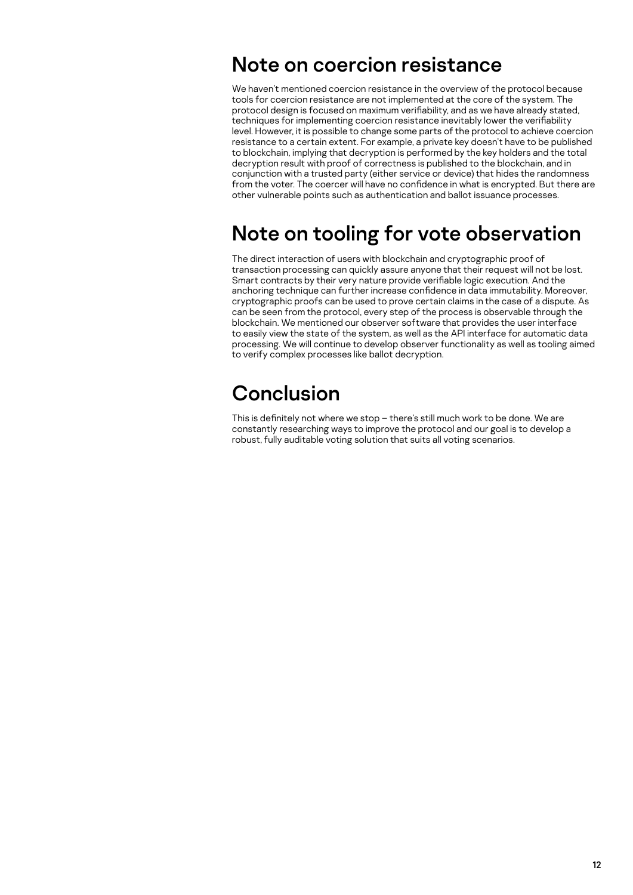## Note on coercion resistance

We haven't mentioned coercion resistance in the overview of the protocol because tools for coercion resistance are not implemented at the core of the system. The protocol design is focused on maximum verifiability, and as we have already stated, techniques for implementing coercion resistance inevitably lower the verifiability level. However, it is possible to change some parts of the protocol to achieve coercion resistance to a certain extent. For example, a private key doesn't have to be published to blockchain, implying that decryption is performed by the key holders and the total decryption result with proof of correctness is published to the blockchain, and in conjunction with a trusted party (either service or device) that hides the randomness from the voter. The coercer will have no confidence in what is encrypted. But there are other vulnerable points such as authentication and ballot issuance processes.

## Note on tooling for vote observation

The direct interaction of users with blockchain and cryptographic proof of transaction processing can quickly assure anyone that their request will not be lost. Smart contracts by their very nature provide verifiable logic execution. And the anchoring technique can further increase confidence in data immutability. Moreover, cryptographic proofs can be used to prove certain claims in the case of a dispute. As can be seen from the protocol, every step of the process is observable through the blockchain. We mentioned our observer software that provides the user interface to easily view the state of the system, as well as the API interface for automatic data processing. We will continue to develop observer functionality as well as tooling aimed to verify complex processes like ballot decryption.

## Conclusion

This is definitely not where we stop – there's still much work to be done. We are constantly researching ways to improve the protocol and our goal is to develop a robust, fully auditable voting solution that suits all voting scenarios.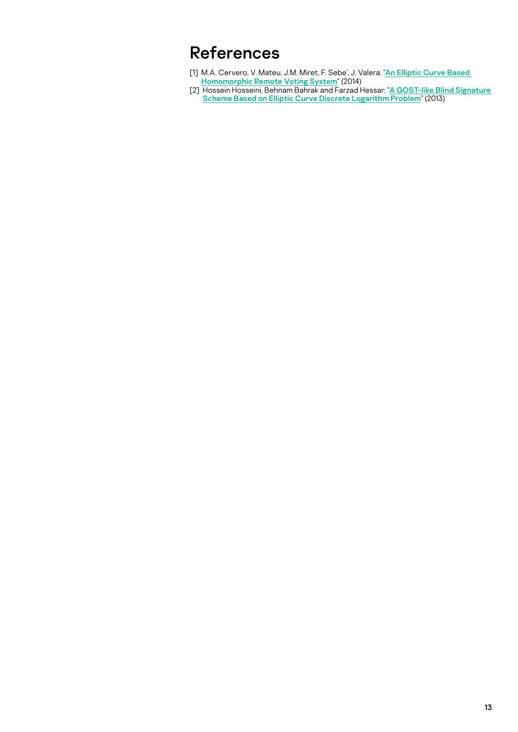# References

[1] M.A. Cervero, V. Mateu, J.M. Miret, F. Sebe', J. Valera: "**An Elliptic Curve Based Homomorphic Remote Voting System**" (2014)

[2] Hossein Hosseini, Behnam Bahrak and Farzad Hessar: "**A GOST-like Blind Signature Scheme Based on Elliptic Curve Discrete Logarithm Problem**" (2013)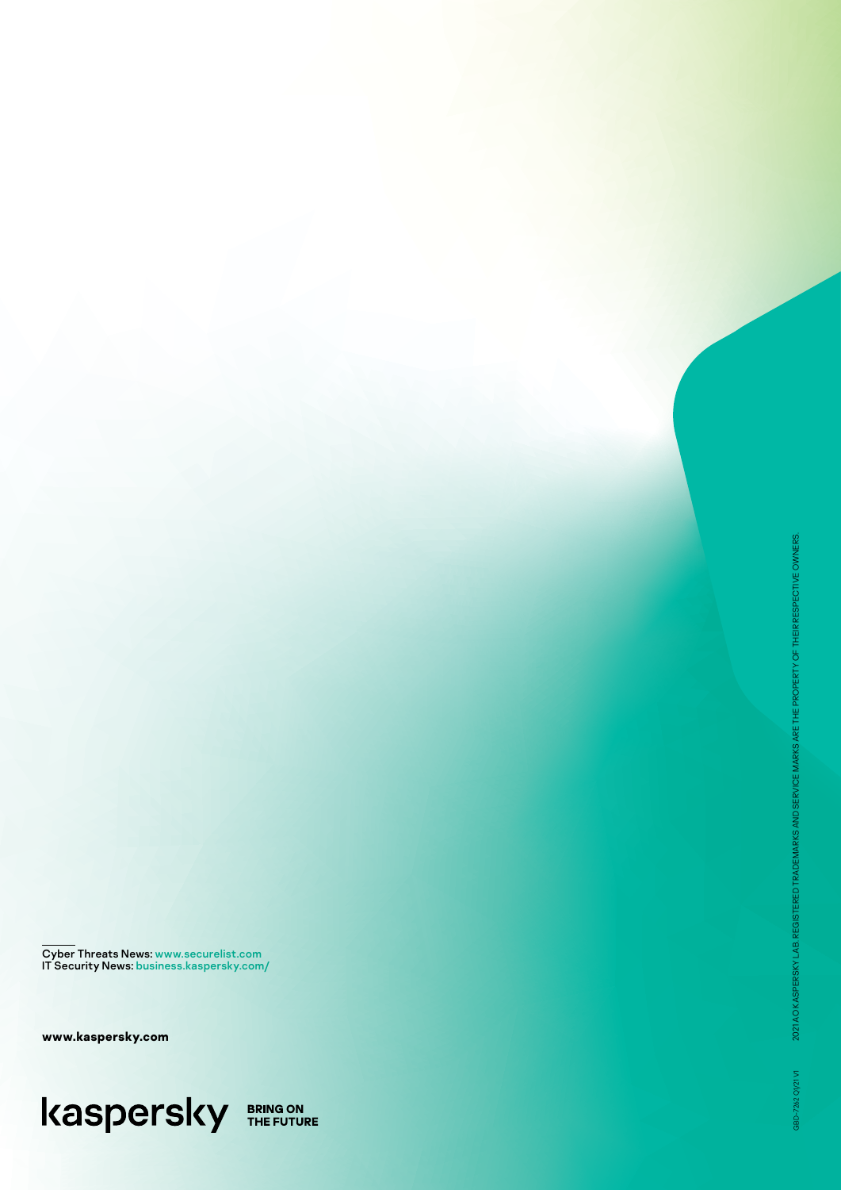Cyber Threats News: www.securelist.com
IT Security News: business.kaspersky.com/

**www.kaspersky.com**

kaspersky **BRING ON THE FUTURE**

2021 AO KASPERSKY LAB. REGISTERED TRADEMARKS AND SERVICE MARKS ARE THE PROPERTY OF THEIR RESPECTIVE OWNERS.

GBD-7262 Q1/21 V1